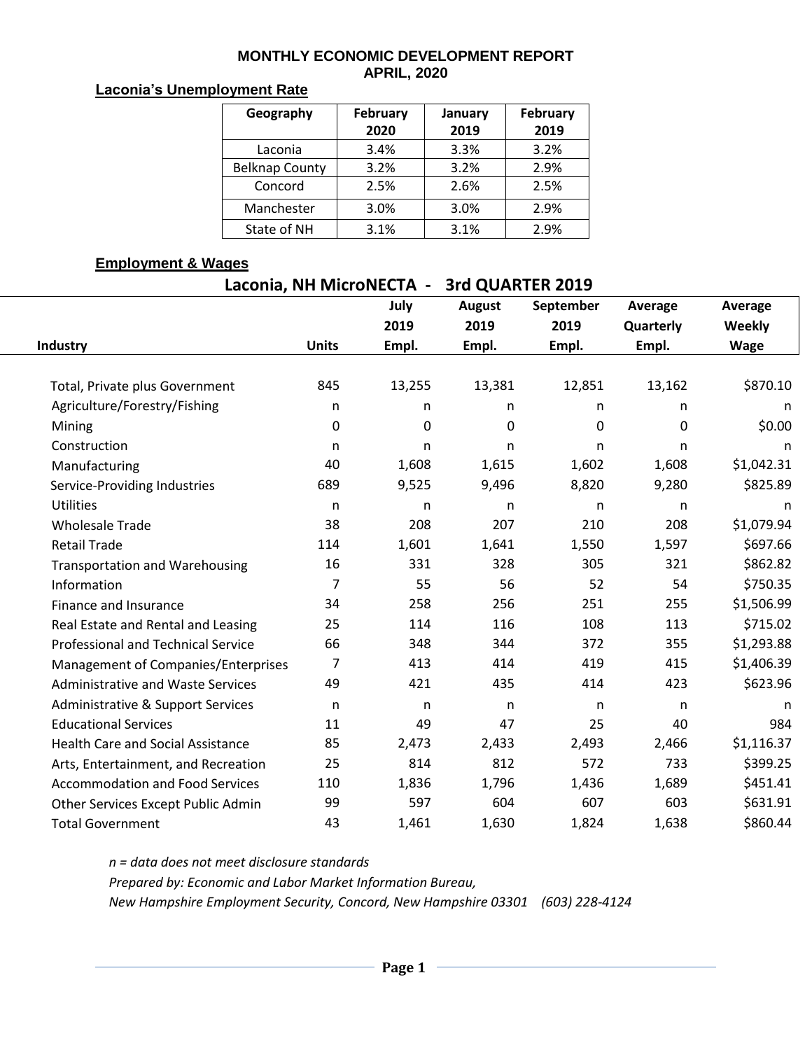# MONTHLY ECONOMIC DEVELOPMENT REPORT
## APRIL, 2020

### Laconia's Unemployment Rate

| Geography | February 2020 | January 2019 | February 2019 |
|---|---|---|---|
| Laconia | 3.4% | 3.3% | 3.2% |
| Belknap County | 3.2% | 3.2% | 2.9% |
| Concord | 2.5% | 2.6% | 2.5% |
| Manchester | 3.0% | 3.0% | 2.9% |
| State of NH | 3.1% | 3.1% | 2.9% |

### Employment & Wages

**Laconia, NH MicroNECTA - 3rd QUARTER 2019**

| Industry | Units | July 2019 Empl. | August 2019 Empl. | September 2019 Empl. | Average Quarterly Empl. | Average Weekly Wage |
|---|---|---|---|---|---|---|
| Total, Private plus Government | 845 | 13,255 | 13,381 | 12,851 | 13,162 | $870.10 |
| Agriculture/Forestry/Fishing | n | n | n | n | n | n |
| Mining | 0 | 0 | 0 | 0 | 0 | $0.00 |
| Construction | n | n | n | n | n | n |
| Manufacturing | 40 | 1,608 | 1,615 | 1,602 | 1,608 | $1,042.31 |
| Service-Providing Industries | 689 | 9,525 | 9,496 | 8,820 | 9,280 | $825.89 |
| Utilities | n | n | n | n | n | n |
| Wholesale Trade | 38 | 208 | 207 | 210 | 208 | $1,079.94 |
| Retail Trade | 114 | 1,601 | 1,641 | 1,550 | 1,597 | $697.66 |
| Transportation and Warehousing | 16 | 331 | 328 | 305 | 321 | $862.82 |
| Information | 7 | 55 | 56 | 52 | 54 | $750.35 |
| Finance and Insurance | 34 | 258 | 256 | 251 | 255 | $1,506.99 |
| Real Estate and Rental and Leasing | 25 | 114 | 116 | 108 | 113 | $715.02 |
| Professional and Technical Service | 66 | 348 | 344 | 372 | 355 | $1,293.88 |
| Management of Companies/Enterprises | 7 | 413 | 414 | 419 | 415 | $1,406.39 |
| Administrative and Waste Services | 49 | 421 | 435 | 414 | 423 | $623.96 |
| Administrative & Support Services | n | n | n | n | n | n |
| Educational Services | 11 | 49 | 47 | 25 | 40 | 984 |
| Health Care and Social Assistance | 85 | 2,473 | 2,433 | 2,493 | 2,466 | $1,116.37 |
| Arts, Entertainment, and Recreation | 25 | 814 | 812 | 572 | 733 | $399.25 |
| Accommodation and Food Services | 110 | 1,836 | 1,796 | 1,436 | 1,689 | $451.41 |
| Other Services Except Public Admin | 99 | 597 | 604 | 607 | 603 | $631.91 |
| Total Government | 43 | 1,461 | 1,630 | 1,824 | 1,638 | $860.44 |

*n = data does not meet disclosure standards*

*Prepared by: Economic and Labor Market Information Bureau,*

*New Hampshire Employment Security, Concord, New Hampshire 03301 (603) 228-4124*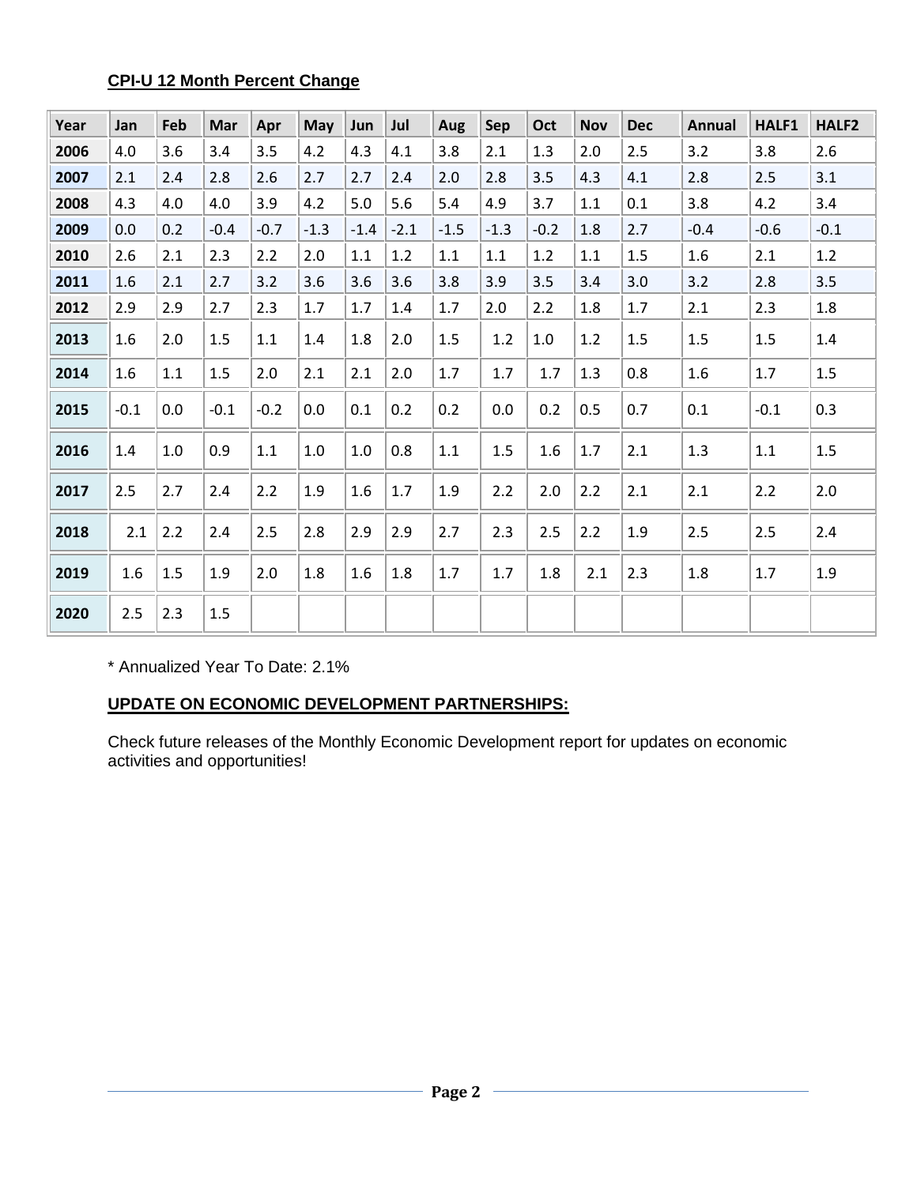**CPI-U 12 Month Percent Change**

| Year | Jan | Feb | Mar | Apr | May | Jun | Jul | Aug | Sep | Oct | Nov | Dec | Annual | HALF1 | HALF2 |
|---|---|---|---|---|---|---|---|---|---|---|---|---|---|---|---|
| 2006 | 4.0 | 3.6 | 3.4 | 3.5 | 4.2 | 4.3 | 4.1 | 3.8 | 2.1 | 1.3 | 2.0 | 2.5 | 3.2 | 3.8 | 2.6 |
| 2007 | 2.1 | 2.4 | 2.8 | 2.6 | 2.7 | 2.7 | 2.4 | 2.0 | 2.8 | 3.5 | 4.3 | 4.1 | 2.8 | 2.5 | 3.1 |
| 2008 | 4.3 | 4.0 | 4.0 | 3.9 | 4.2 | 5.0 | 5.6 | 5.4 | 4.9 | 3.7 | 1.1 | 0.1 | 3.8 | 4.2 | 3.4 |
| 2009 | 0.0 | 0.2 | -0.4 | -0.7 | -1.3 | -1.4 | -2.1 | -1.5 | -1.3 | -0.2 | 1.8 | 2.7 | -0.4 | -0.6 | -0.1 |
| 2010 | 2.6 | 2.1 | 2.3 | 2.2 | 2.0 | 1.1 | 1.2 | 1.1 | 1.1 | 1.2 | 1.1 | 1.5 | 1.6 | 2.1 | 1.2 |
| 2011 | 1.6 | 2.1 | 2.7 | 3.2 | 3.6 | 3.6 | 3.6 | 3.8 | 3.9 | 3.5 | 3.4 | 3.0 | 3.2 | 2.8 | 3.5 |
| 2012 | 2.9 | 2.9 | 2.7 | 2.3 | 1.7 | 1.7 | 1.4 | 1.7 | 2.0 | 2.2 | 1.8 | 1.7 | 2.1 | 2.3 | 1.8 |
| 2013 | 1.6 | 2.0 | 1.5 | 1.1 | 1.4 | 1.8 | 2.0 | 1.5 | 1.2 | 1.0 | 1.2 | 1.5 | 1.5 | 1.5 | 1.4 |
| 2014 | 1.6 | 1.1 | 1.5 | 2.0 | 2.1 | 2.1 | 2.0 | 1.7 | 1.7 | 1.7 | 1.3 | 0.8 | 1.6 | 1.7 | 1.5 |
| 2015 | -0.1 | 0.0 | -0.1 | -0.2 | 0.0 | 0.1 | 0.2 | 0.2 | 0.0 | 0.2 | 0.5 | 0.7 | 0.1 | -0.1 | 0.3 |
| 2016 | 1.4 | 1.0 | 0.9 | 1.1 | 1.0 | 1.0 | 0.8 | 1.1 | 1.5 | 1.6 | 1.7 | 2.1 | 1.3 | 1.1 | 1.5 |
| 2017 | 2.5 | 2.7 | 2.4 | 2.2 | 1.9 | 1.6 | 1.7 | 1.9 | 2.2 | 2.0 | 2.2 | 2.1 | 2.1 | 2.2 | 2.0 |
| 2018 | 2.1 | 2.2 | 2.4 | 2.5 | 2.8 | 2.9 | 2.9 | 2.7 | 2.3 | 2.5 | 2.2 | 1.9 | 2.5 | 2.5 | 2.4 |
| 2019 | 1.6 | 1.5 | 1.9 | 2.0 | 1.8 | 1.6 | 1.8 | 1.7 | 1.7 | 1.8 | 2.1 | 2.3 | 1.8 | 1.7 | 1.9 |
| 2020 | 2.5 | 2.3 | 1.5 | | | | | | | | | | | | |

* Annualized Year To Date: 2.1%

**UPDATE ON ECONOMIC DEVELOPMENT PARTNERSHIPS:**

Check future releases of the Monthly Economic Development report for updates on economic activities and opportunities!